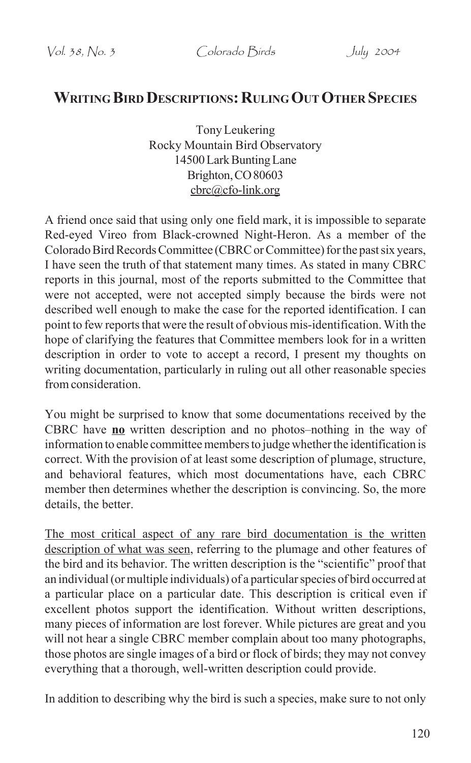# Writing Bird Descriptions: Ruling Out Other Species

Tony Leukering
Rocky Mountain Bird Observatory
14500 Lark Bunting Lane
Brighton, CO 80603
cbrc@cfo-link.org

A friend once said that using only one field mark, it is impossible to separate Red-eyed Vireo from Black-crowned Night-Heron. As a member of the Colorado Bird Records Committee (CBRC or Committee) for the past six years, I have seen the truth of that statement many times. As stated in many CBRC reports in this journal, most of the reports submitted to the Committee that were not accepted, were not accepted simply because the birds were not described well enough to make the case for the reported identification. I can point to few reports that were the result of obvious mis-identification. With the hope of clarifying the features that Committee members look for in a written description in order to vote to accept a record, I present my thoughts on writing documentation, particularly in ruling out all other reasonable species from consideration.

You might be surprised to know that some documentations received by the CBRC have **no** written description and no photos–nothing in the way of information to enable committee members to judge whether the identification is correct. With the provision of at least some description of plumage, structure, and behavioral features, which most documentations have, each CBRC member then determines whether the description is convincing. So, the more details, the better.

The most critical aspect of any rare bird documentation is the written description of what was seen, referring to the plumage and other features of the bird and its behavior. The written description is the "scientific" proof that an individual (or multiple individuals) of a particular species of bird occurred at a particular place on a particular date. This description is critical even if excellent photos support the identification. Without written descriptions, many pieces of information are lost forever. While pictures are great and you will not hear a single CBRC member complain about too many photographs, those photos are single images of a bird or flock of birds; they may not convey everything that a thorough, well-written description could provide.

In addition to describing why the bird is such a species, make sure to not only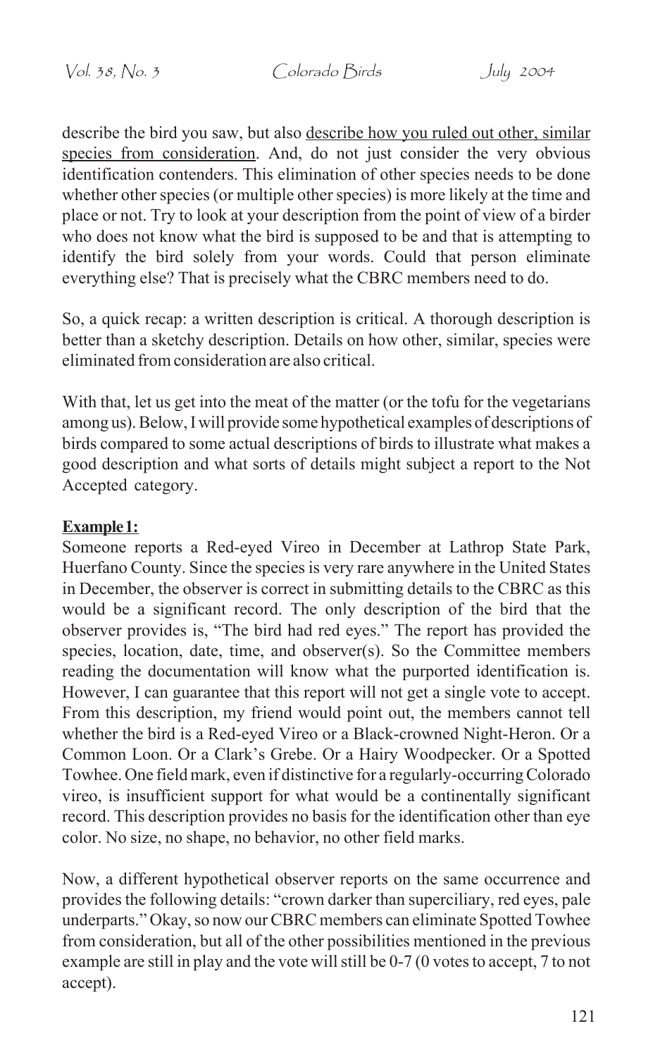describe the bird you saw, but also <u>describe how you ruled out other, similar species from consideration</u>. And, do not just consider the very obvious identification contenders. This elimination of other species needs to be done whether other species (or multiple other species) is more likely at the time and place or not. Try to look at your description from the point of view of a birder who does not know what the bird is supposed to be and that is attempting to identify the bird solely from your words. Could that person eliminate everything else? That is precisely what the CBRC members need to do.

So, a quick recap: a written description is critical. A thorough description is better than a sketchy description. Details on how other, similar, species were eliminated from consideration are also critical.

With that, let us get into the meat of the matter (or the tofu for the vegetarians among us). Below, I will provide some hypothetical examples of descriptions of birds compared to some actual descriptions of birds to illustrate what makes a good description and what sorts of details might subject a report to the Not Accepted category.

**<u>Example 1:</u>**

Someone reports a Red-eyed Vireo in December at Lathrop State Park, Huerfano County. Since the species is very rare anywhere in the United States in December, the observer is correct in submitting details to the CBRC as this would be a significant record. The only description of the bird that the observer provides is, "The bird had red eyes." The report has provided the species, location, date, time, and observer(s). So the Committee members reading the documentation will know what the purported identification is. However, I can guarantee that this report will not get a single vote to accept. From this description, my friend would point out, the members cannot tell whether the bird is a Red-eyed Vireo or a Black-crowned Night-Heron. Or a Common Loon. Or a Clark's Grebe. Or a Hairy Woodpecker. Or a Spotted Towhee. One field mark, even if distinctive for a regularly-occurring Colorado vireo, is insufficient support for what would be a continentally significant record. This description provides no basis for the identification other than eye color. No size, no shape, no behavior, no other field marks.

Now, a different hypothetical observer reports on the same occurrence and provides the following details: "crown darker than superciliary, red eyes, pale underparts." Okay, so now our CBRC members can eliminate Spotted Towhee from consideration, but all of the other possibilities mentioned in the previous example are still in play and the vote will still be 0-7 (0 votes to accept, 7 to not accept).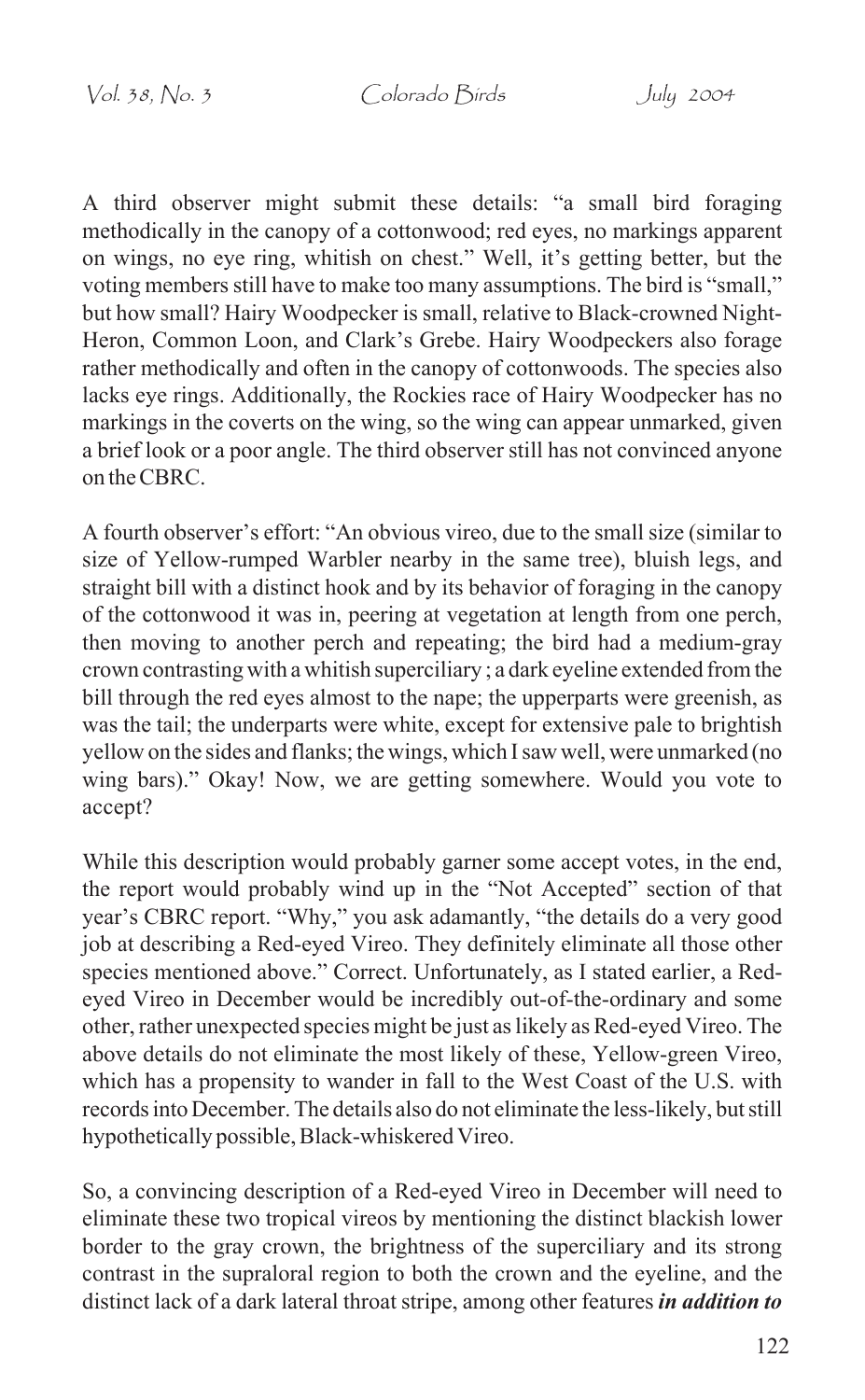A third observer might submit these details: "a small bird foraging methodically in the canopy of a cottonwood; red eyes, no markings apparent on wings, no eye ring, whitish on chest." Well, it's getting better, but the voting members still have to make too many assumptions. The bird is "small," but how small? Hairy Woodpecker is small, relative to Black-crowned Night-Heron, Common Loon, and Clark's Grebe. Hairy Woodpeckers also forage rather methodically and often in the canopy of cottonwoods. The species also lacks eye rings. Additionally, the Rockies race of Hairy Woodpecker has no markings in the coverts on the wing, so the wing can appear unmarked, given a brief look or a poor angle. The third observer still has not convinced anyone on the CBRC.

A fourth observer's effort: "An obvious vireo, due to the small size (similar to size of Yellow-rumped Warbler nearby in the same tree), bluish legs, and straight bill with a distinct hook and by its behavior of foraging in the canopy of the cottonwood it was in, peering at vegetation at length from one perch, then moving to another perch and repeating; the bird had a medium-gray crown contrasting with a whitish superciliary ; a dark eyeline extended from the bill through the red eyes almost to the nape; the upperparts were greenish, as was the tail; the underparts were white, except for extensive pale to brightish yellow on the sides and flanks; the wings, which I saw well, were unmarked (no wing bars)." Okay! Now, we are getting somewhere. Would you vote to accept?

While this description would probably garner some accept votes, in the end, the report would probably wind up in the "Not Accepted" section of that year's CBRC report. "Why," you ask adamantly, "the details do a very good job at describing a Red-eyed Vireo. They definitely eliminate all those other species mentioned above." Correct. Unfortunately, as I stated earlier, a Red-eyed Vireo in December would be incredibly out-of-the-ordinary and some other, rather unexpected species might be just as likely as Red-eyed Vireo. The above details do not eliminate the most likely of these, Yellow-green Vireo, which has a propensity to wander in fall to the West Coast of the U.S. with records into December. The details also do not eliminate the less-likely, but still hypothetically possible, Black-whiskered Vireo.

So, a convincing description of a Red-eyed Vireo in December will need to eliminate these two tropical vireos by mentioning the distinct blackish lower border to the gray crown, the brightness of the superciliary and its strong contrast in the supraloral region to both the crown and the eyeline, and the distinct lack of a dark lateral throat stripe, among other features ***in addition to***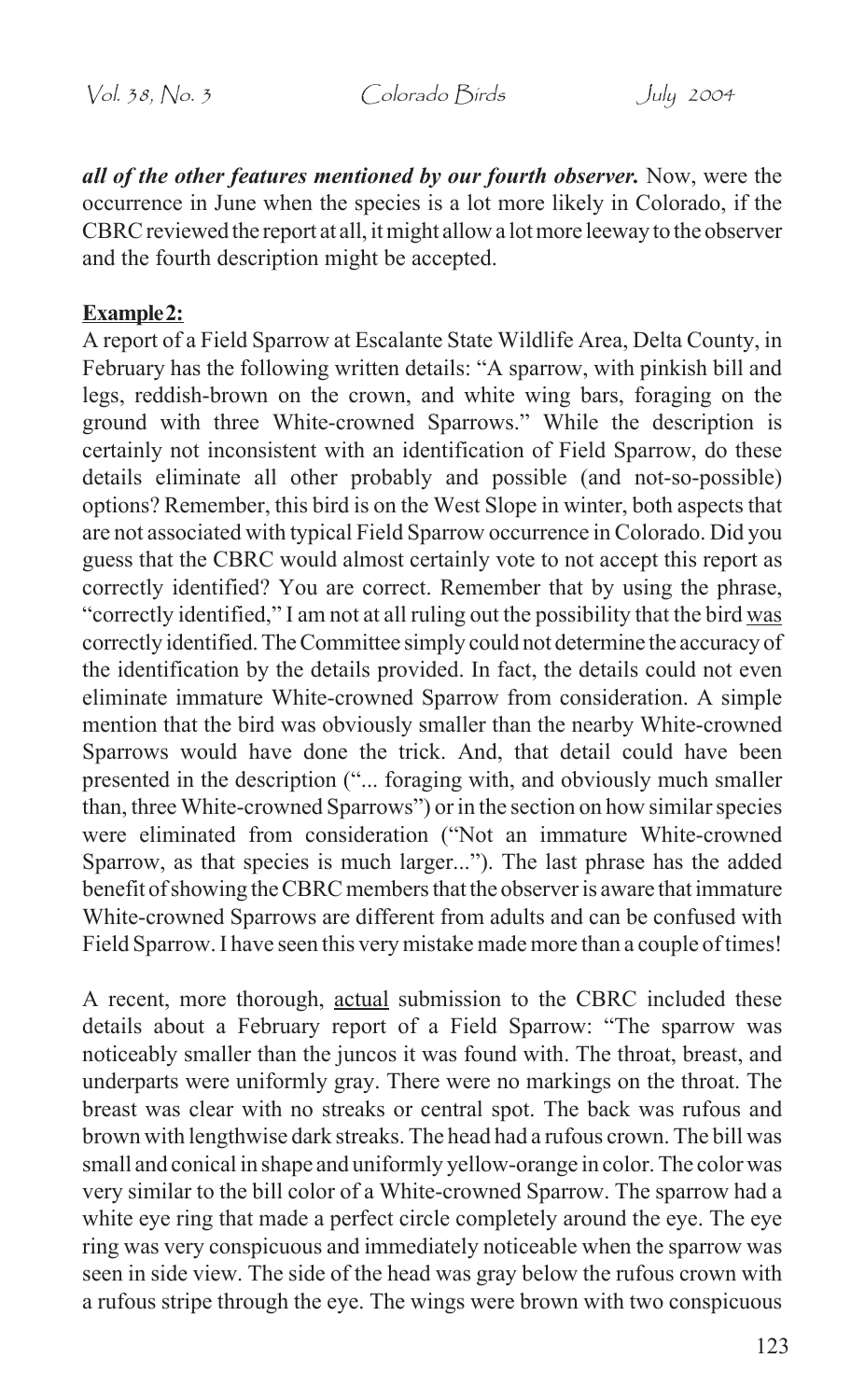***all of the other features mentioned by our fourth observer.*** Now, were the occurrence in June when the species is a lot more likely in Colorado, if the CBRC reviewed the report at all, it might allow a lot more leeway to the observer and the fourth description might be accepted.

**Example 2:**

A report of a Field Sparrow at Escalante State Wildlife Area, Delta County, in February has the following written details: "A sparrow, with pinkish bill and legs, reddish-brown on the crown, and white wing bars, foraging on the ground with three White-crowned Sparrows." While the description is certainly not inconsistent with an identification of Field Sparrow, do these details eliminate all other probably and possible (and not-so-possible) options? Remember, this bird is on the West Slope in winter, both aspects that are not associated with typical Field Sparrow occurrence in Colorado. Did you guess that the CBRC would almost certainly vote to not accept this report as correctly identified? You are correct. Remember that by using the phrase, "correctly identified," I am not at all ruling out the possibility that the bird <u>was</u> correctly identified. The Committee simply could not determine the accuracy of the identification by the details provided. In fact, the details could not even eliminate immature White-crowned Sparrow from consideration. A simple mention that the bird was obviously smaller than the nearby White-crowned Sparrows would have done the trick. And, that detail could have been presented in the description ("... foraging with, and obviously much smaller than, three White-crowned Sparrows") or in the section on how similar species were eliminated from consideration ("Not an immature White-crowned Sparrow, as that species is much larger..."). The last phrase has the added benefit of showing the CBRC members that the observer is aware that immature White-crowned Sparrows are different from adults and can be confused with Field Sparrow. I have seen this very mistake made more than a couple of times!

A recent, more thorough, <u>actual</u> submission to the CBRC included these details about a February report of a Field Sparrow: "The sparrow was noticeably smaller than the juncos it was found with. The throat, breast, and underparts were uniformly gray. There were no markings on the throat. The breast was clear with no streaks or central spot. The back was rufous and brown with lengthwise dark streaks. The head had a rufous crown. The bill was small and conical in shape and uniformly yellow-orange in color. The color was very similar to the bill color of a White-crowned Sparrow. The sparrow had a white eye ring that made a perfect circle completely around the eye. The eye ring was very conspicuous and immediately noticeable when the sparrow was seen in side view. The side of the head was gray below the rufous crown with a rufous stripe through the eye. The wings were brown with two conspicuous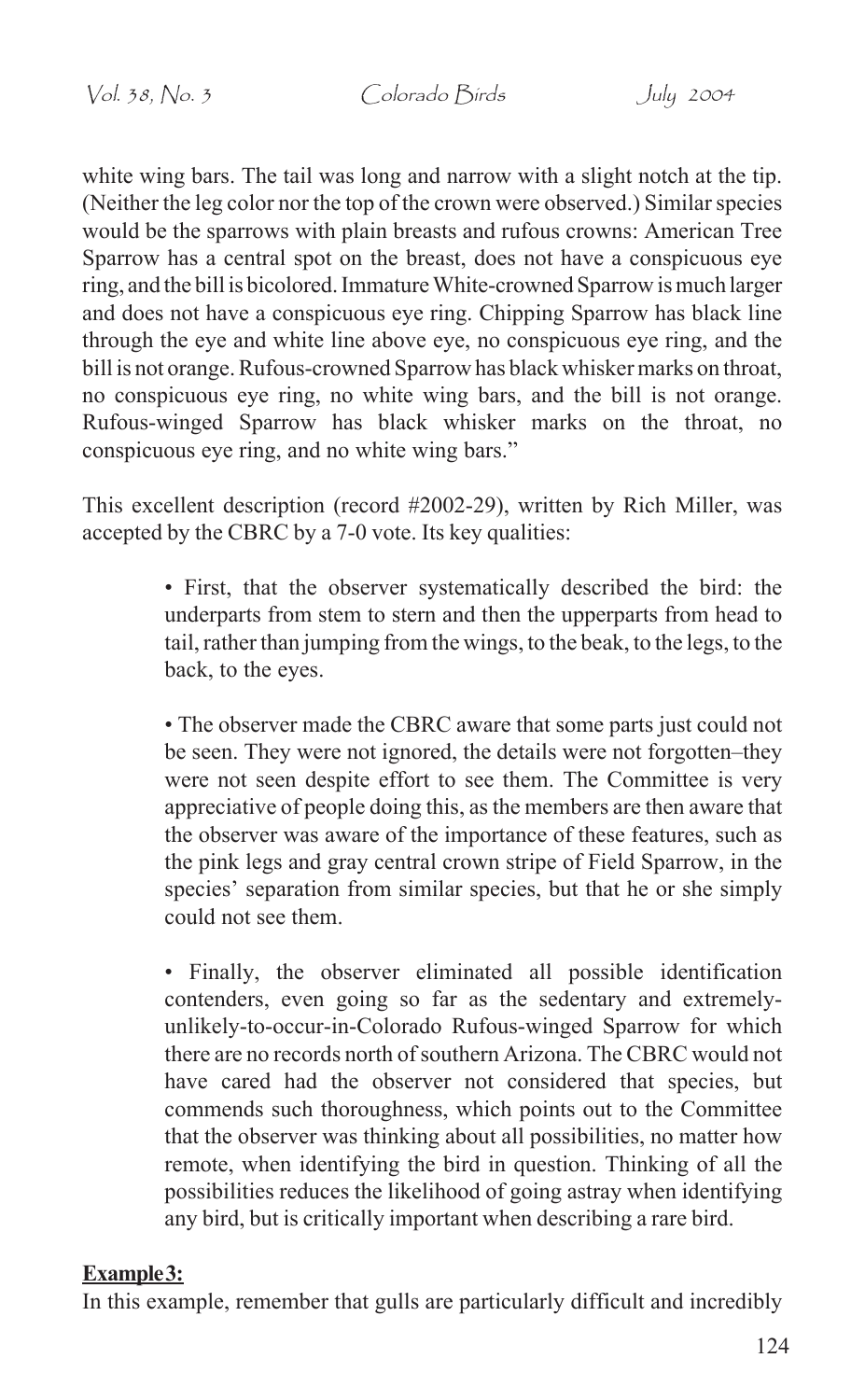white wing bars. The tail was long and narrow with a slight notch at the tip. (Neither the leg color nor the top of the crown were observed.) Similar species would be the sparrows with plain breasts and rufous crowns: American Tree Sparrow has a central spot on the breast, does not have a conspicuous eye ring, and the bill is bicolored. Immature White-crowned Sparrow is much larger and does not have a conspicuous eye ring. Chipping Sparrow has black line through the eye and white line above eye, no conspicuous eye ring, and the bill is not orange. Rufous-crowned Sparrow has black whisker marks on throat, no conspicuous eye ring, no white wing bars, and the bill is not orange. Rufous-winged Sparrow has black whisker marks on the throat, no conspicuous eye ring, and no white wing bars."

This excellent description (record #2002-29), written by Rich Miller, was accepted by the CBRC by a 7-0 vote. Its key qualities:

- First, that the observer systematically described the bird: the underparts from stem to stern and then the upperparts from head to tail, rather than jumping from the wings, to the beak, to the legs, to the back, to the eyes.

- The observer made the CBRC aware that some parts just could not be seen. They were not ignored, the details were not forgotten–they were not seen despite effort to see them. The Committee is very appreciative of people doing this, as the members are then aware that the observer was aware of the importance of these features, such as the pink legs and gray central crown stripe of Field Sparrow, in the species' separation from similar species, but that he or she simply could not see them.

- Finally, the observer eliminated all possible identification contenders, even going so far as the sedentary and extremely-unlikely-to-occur-in-Colorado Rufous-winged Sparrow for which there are no records north of southern Arizona. The CBRC would not have cared had the observer not considered that species, but commends such thoroughness, which points out to the Committee that the observer was thinking about all possibilities, no matter how remote, when identifying the bird in question. Thinking of all the possibilities reduces the likelihood of going astray when identifying any bird, but is critically important when describing a rare bird.

**Example 3:**

In this example, remember that gulls are particularly difficult and incredibly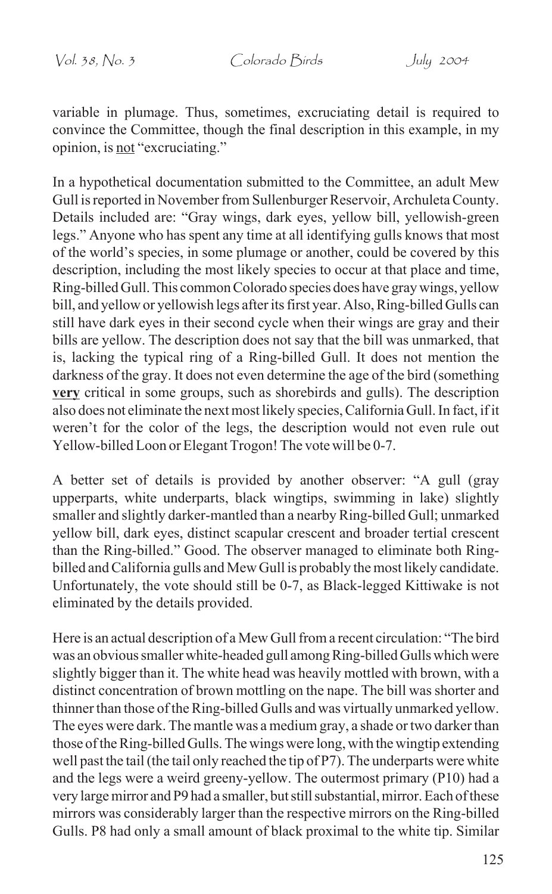variable in plumage. Thus, sometimes, excruciating detail is required to convince the Committee, though the final description in this example, in my opinion, is not "excruciating."

In a hypothetical documentation submitted to the Committee, an adult Mew Gull is reported in November from Sullenburger Reservoir, Archuleta County. Details included are: "Gray wings, dark eyes, yellow bill, yellowish-green legs." Anyone who has spent any time at all identifying gulls knows that most of the world's species, in some plumage or another, could be covered by this description, including the most likely species to occur at that place and time, Ring-billed Gull. This common Colorado species does have gray wings, yellow bill, and yellow or yellowish legs after its first year. Also, Ring-billed Gulls can still have dark eyes in their second cycle when their wings are gray and their bills are yellow. The description does not say that the bill was unmarked, that is, lacking the typical ring of a Ring-billed Gull. It does not mention the darkness of the gray. It does not even determine the age of the bird (something **very** critical in some groups, such as shorebirds and gulls). The description also does not eliminate the next most likely species, California Gull. In fact, if it weren't for the color of the legs, the description would not even rule out Yellow-billed Loon or Elegant Trogon! The vote will be 0-7.

A better set of details is provided by another observer: "A gull (gray upperparts, white underparts, black wingtips, swimming in lake) slightly smaller and slightly darker-mantled than a nearby Ring-billed Gull; unmarked yellow bill, dark eyes, distinct scapular crescent and broader tertial crescent than the Ring-billed." Good. The observer managed to eliminate both Ring-billed and California gulls and Mew Gull is probably the most likely candidate. Unfortunately, the vote should still be 0-7, as Black-legged Kittiwake is not eliminated by the details provided.

Here is an actual description of a Mew Gull from a recent circulation: "The bird was an obvious smaller white-headed gull among Ring-billed Gulls which were slightly bigger than it. The white head was heavily mottled with brown, with a distinct concentration of brown mottling on the nape. The bill was shorter and thinner than those of the Ring-billed Gulls and was virtually unmarked yellow. The eyes were dark. The mantle was a medium gray, a shade or two darker than those of the Ring-billed Gulls. The wings were long, with the wingtip extending well past the tail (the tail only reached the tip of P7). The underparts were white and the legs were a weird greeny-yellow. The outermost primary (P10) had a very large mirror and P9 had a smaller, but still substantial, mirror. Each of these mirrors was considerably larger than the respective mirrors on the Ring-billed Gulls. P8 had only a small amount of black proximal to the white tip. Similar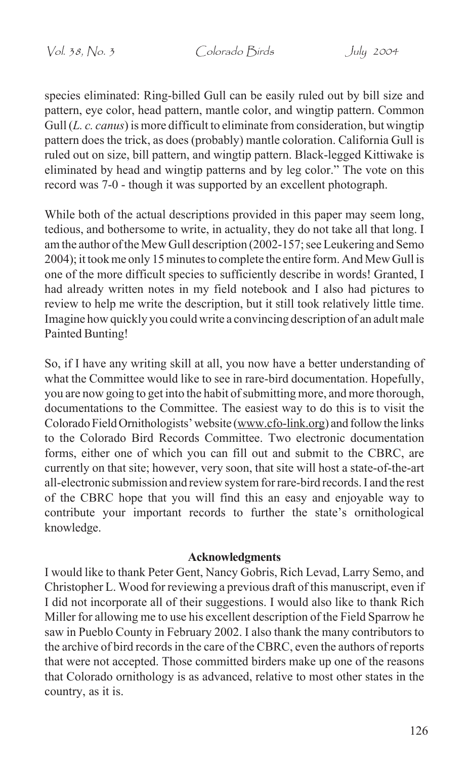species eliminated: Ring-billed Gull can be easily ruled out by bill size and pattern, eye color, head pattern, mantle color, and wingtip pattern. Common Gull (*L. c. canus*) is more difficult to eliminate from consideration, but wingtip pattern does the trick, as does (probably) mantle coloration. California Gull is ruled out on size, bill pattern, and wingtip pattern. Black-legged Kittiwake is eliminated by head and wingtip patterns and by leg color." The vote on this record was 7-0 - though it was supported by an excellent photograph.

While both of the actual descriptions provided in this paper may seem long, tedious, and bothersome to write, in actuality, they do not take all that long. I am the author of the Mew Gull description (2002-157; see Leukering and Semo 2004); it took me only 15 minutes to complete the entire form. And Mew Gull is one of the more difficult species to sufficiently describe in words! Granted, I had already written notes in my field notebook and I also had pictures to review to help me write the description, but it still took relatively little time. Imagine how quickly you could write a convincing description of an adult male Painted Bunting!

So, if I have any writing skill at all, you now have a better understanding of what the Committee would like to see in rare-bird documentation. Hopefully, you are now going to get into the habit of submitting more, and more thorough, documentations to the Committee. The easiest way to do this is to visit the Colorado Field Ornithologists' website (www.cfo-link.org) and follow the links to the Colorado Bird Records Committee. Two electronic documentation forms, either one of which you can fill out and submit to the CBRC, are currently on that site; however, very soon, that site will host a state-of-the-art all-electronic submission and review system for rare-bird records. I and the rest of the CBRC hope that you will find this an easy and enjoyable way to contribute your important records to further the state's ornithological knowledge.

**Acknowledgments**

I would like to thank Peter Gent, Nancy Gobris, Rich Levad, Larry Semo, and Christopher L. Wood for reviewing a previous draft of this manuscript, even if I did not incorporate all of their suggestions. I would also like to thank Rich Miller for allowing me to use his excellent description of the Field Sparrow he saw in Pueblo County in February 2002. I also thank the many contributors to the archive of bird records in the care of the CBRC, even the authors of reports that were not accepted. Those committed birders make up one of the reasons that Colorado ornithology is as advanced, relative to most other states in the country, as it is.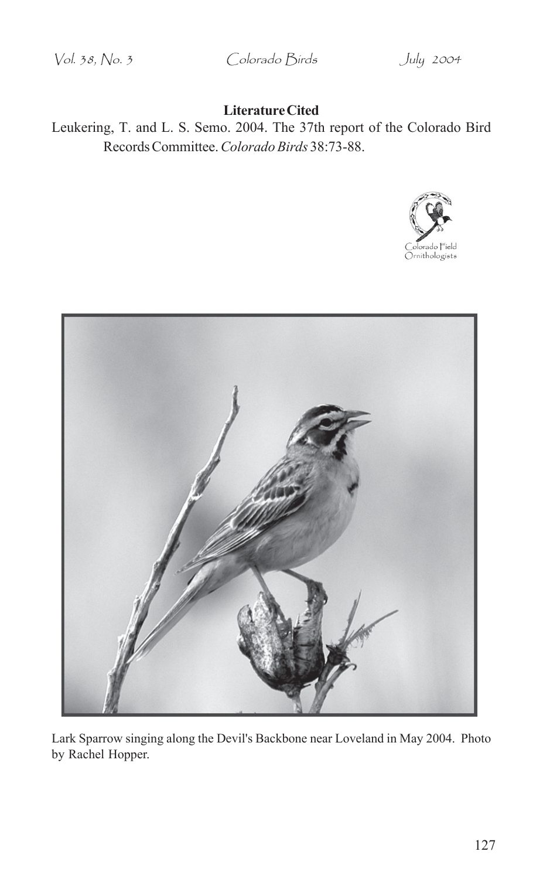## Literature Cited

Leukering, T. and L. S. Semo. 2004. The 37th report of the Colorado Bird Records Committee. *Colorado Birds* 38:73-88.

Lark Sparrow singing along the Devil's Backbone near Loveland in May 2004. Photo by Rachel Hopper.